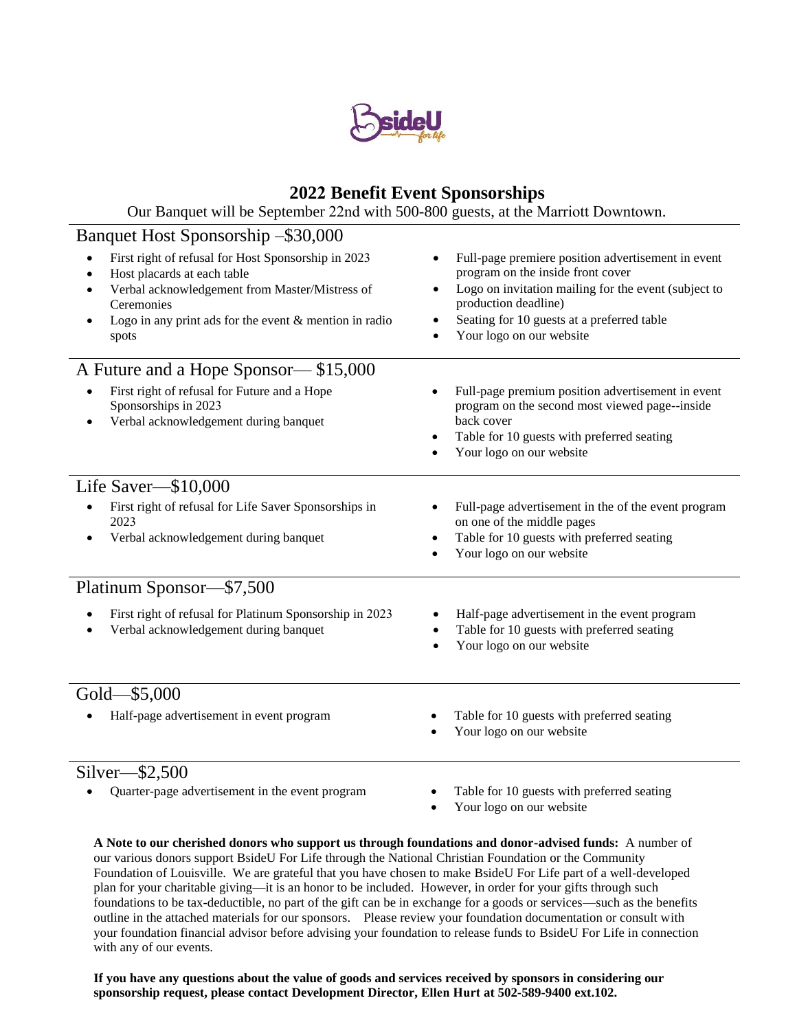# 2022 Benefit Event Sponsorships

Our Banquet will be September 22nd with 500-800 guests, at the Marriott Downtown.

## Banquet Host Sponsorship –$30,000

- First right of refusal for Host Sponsorship in 2023
- Host placards at each table
- Verbal acknowledgement from Master/Mistress of Ceremonies
- Logo in any print ads for the event & mention in radio spots
- Full-page premiere position advertisement in event program on the inside front cover
- Logo on invitation mailing for the event (subject to production deadline)
- Seating for 10 guests at a preferred table
- Your logo on our website

## A Future and a Hope Sponsor— $15,000

- First right of refusal for Future and a Hope Sponsorships in 2023
- Verbal acknowledgement during banquet
- Full-page premium position advertisement in event program on the second most viewed page--inside back cover
- Table for 10 guests with preferred seating
- Your logo on our website

## Life Saver—$10,000

- First right of refusal for Life Saver Sponsorships in 2023
- Verbal acknowledgement during banquet
- Full-page advertisement in the of the event program on one of the middle pages
- Table for 10 guests with preferred seating
- Your logo on our website

## Platinum Sponsor—$7,500

- First right of refusal for Platinum Sponsorship in 2023
- Verbal acknowledgement during banquet
- Half-page advertisement in the event program
- Table for 10 guests with preferred seating
- Your logo on our website

## Gold—$5,000

- Half-page advertisement in event program
- Table for 10 guests with preferred seating
- Your logo on our website

## Silver—$2,500

- Quarter-page advertisement in the event program
- Table for 10 guests with preferred seating
- Your logo on our website

**A Note to our cherished donors who support us through foundations and donor-advised funds:** A number of our various donors support BsideU For Life through the National Christian Foundation or the Community Foundation of Louisville. We are grateful that you have chosen to make BsideU For Life part of a well-developed plan for your charitable giving—it is an honor to be included. However, in order for your gifts through such foundations to be tax-deductible, no part of the gift can be in exchange for a goods or services—such as the benefits outline in the attached materials for our sponsors. Please review your foundation documentation or consult with your foundation financial advisor before advising your foundation to release funds to BsideU For Life in connection with any of our events.

**If you have any questions about the value of goods and services received by sponsors in considering our sponsorship request, please contact Development Director, Ellen Hurt at 502-589-9400 ext.102.**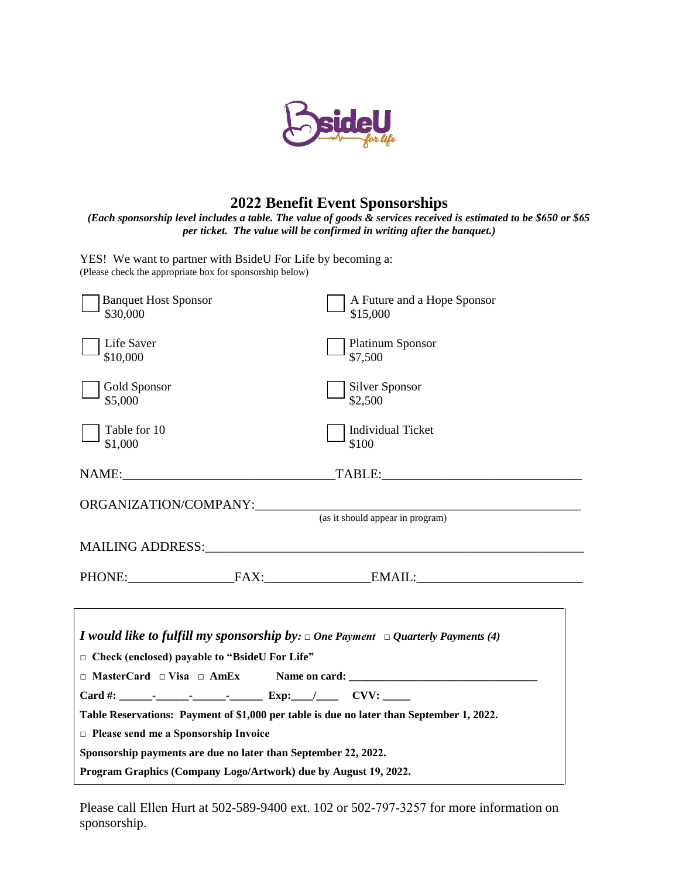# 2022 Benefit Event Sponsorships

***(Each sponsorship level includes a table. The value of goods & services received is estimated to be $650 or $65 per ticket. The value will be confirmed in writing after the banquet.)***

YES! We want to partner with BsideU For Life by becoming a:
(Please check the appropriate box for sponsorship below)

| | |
|---|---|
| ☐ Banquet Host Sponsor $30,000 | ☐ A Future and a Hope Sponsor $15,000 |
| ☐ Life Saver $10,000 | ☐ Platinum Sponsor $7,500 |
| ☐ Gold Sponsor $5,000 | ☐ Silver Sponsor $2,500 |
| ☐ Table for 10 $1,000 | ☐ Individual Ticket $100 |

NAME:_______________________________TABLE:_____________________________

ORGANIZATION/COMPANY:_________________________________________________
(as it should appear in program)

MAILING ADDRESS:________________________________________________________

PHONE:________________FAX:________________EMAIL:_________________________

***I would like to fulfill my sponsorship by:*** **□ *One Payment*** **□ *Quarterly Payments (4)***

**□ Check (enclosed) payable to "BsideU For Life"**

**□ MasterCard □ Visa □ AmEx Name on card: ________________________________**

**Card #: ______-______-______-______ Exp:____/____ CVV: _____**

**Table Reservations: Payment of $1,000 per table is due no later than September 1, 2022.**

**□ Please send me a Sponsorship Invoice**

**Sponsorship payments are due no later than September 22, 2022.**

**Program Graphics (Company Logo/Artwork) due by August 19, 2022.**

Please call Ellen Hurt at 502-589-9400 ext. 102 or 502-797-3257 for more information on sponsorship.